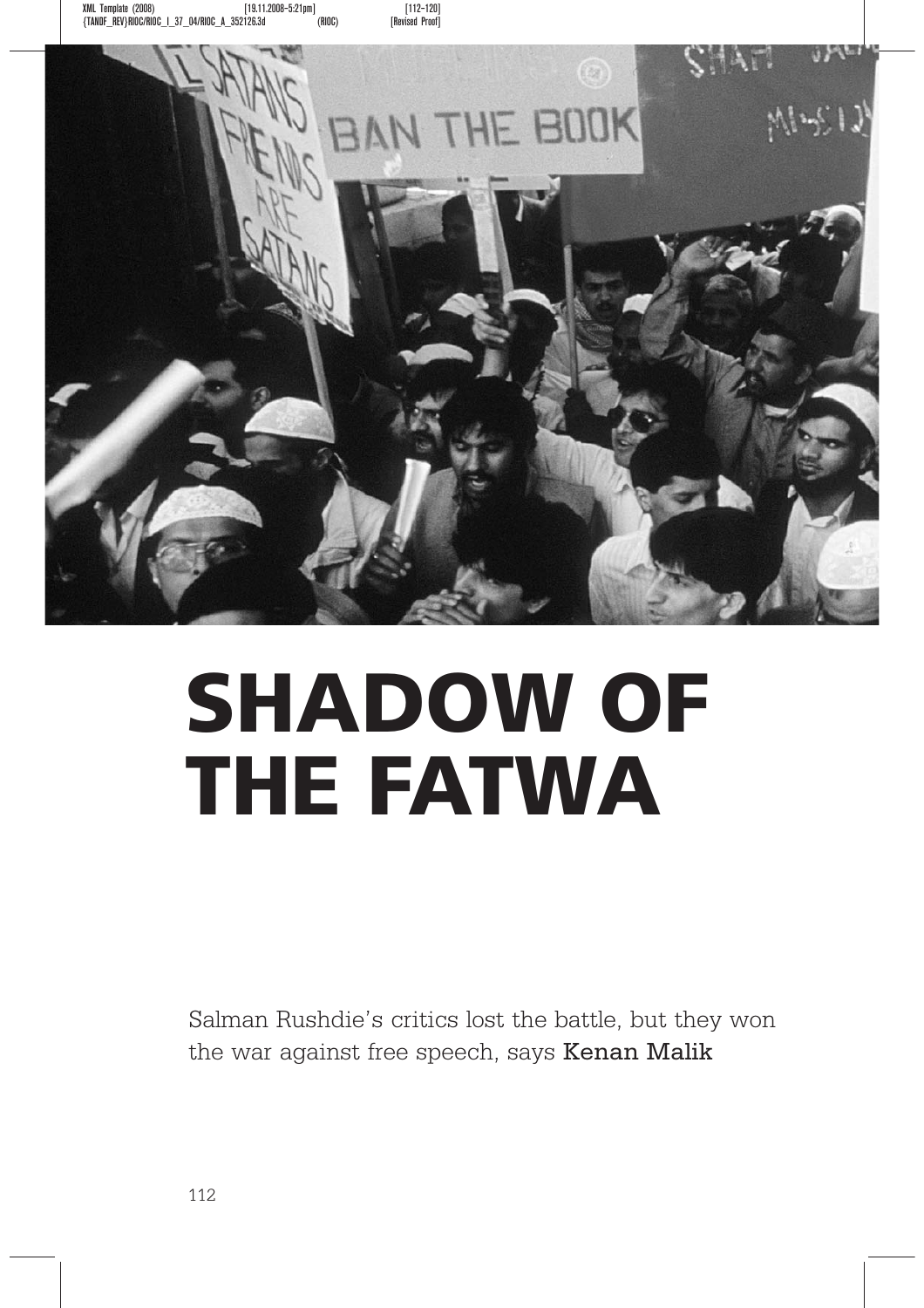# SHADOW OF THE FATWA

Salman Rushdie's critics lost the battle, but they won the war against free speech, says **Kenan Malik**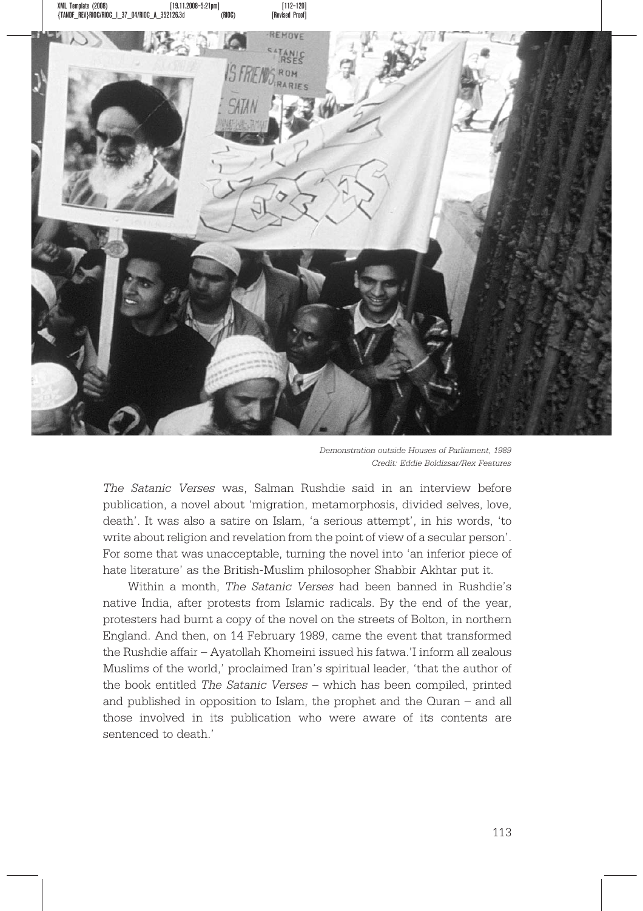*Demonstration outside Houses of Parliament, 1989*
*Credit: Eddie Boldizsar/Rex Features*

*The Satanic Verses* was, Salman Rushdie said in an interview before publication, a novel about 'migration, metamorphosis, divided selves, love, death'. It was also a satire on Islam, 'a serious attempt', in his words, 'to write about religion and revelation from the point of view of a secular person'. For some that was unacceptable, turning the novel into 'an inferior piece of hate literature' as the British-Muslim philosopher Shabbir Akhtar put it.

Within a month, *The Satanic Verses* had been banned in Rushdie's native India, after protests from Islamic radicals. By the end of the year, protesters had burnt a copy of the novel on the streets of Bolton, in northern England. And then, on 14 February 1989, came the event that transformed the Rushdie affair – Ayatollah Khomeini issued his fatwa.'I inform all zealous Muslims of the world,' proclaimed Iran's spiritual leader, 'that the author of the book entitled *The Satanic Verses* – which has been compiled, printed and published in opposition to Islam, the prophet and the Quran – and all those involved in its publication who were aware of its contents are sentenced to death.'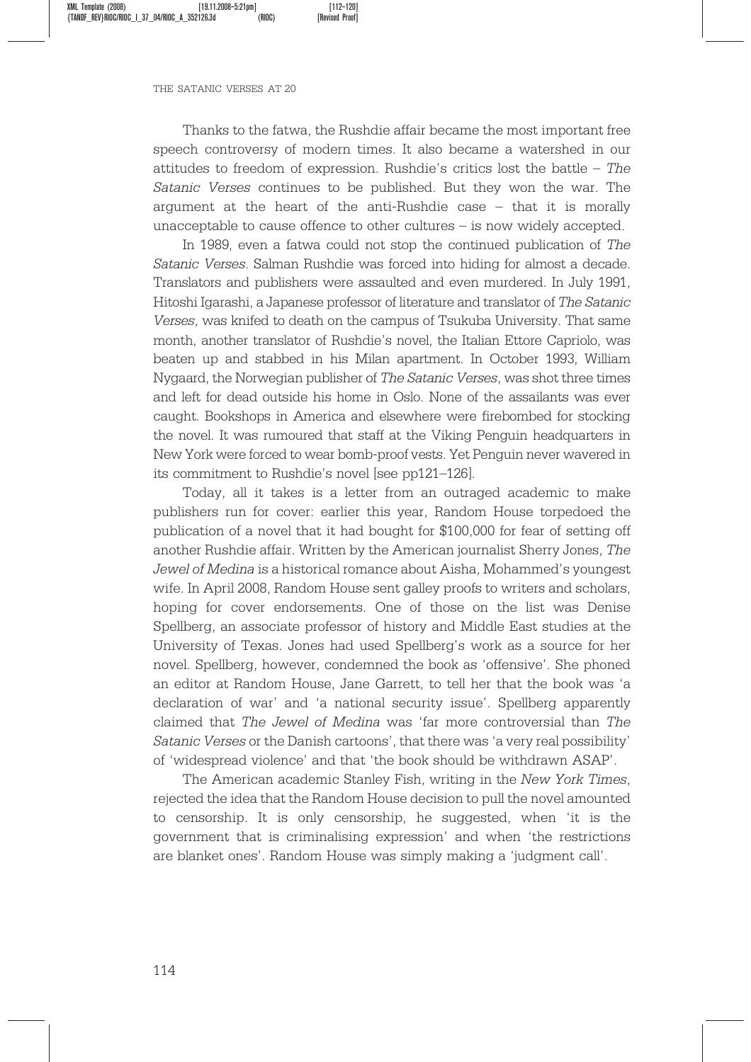Thanks to the fatwa, the Rushdie affair became the most important free speech controversy of modern times. It also became a watershed in our attitudes to freedom of expression. Rushdie's critics lost the battle – *The Satanic Verses* continues to be published. But they won the war. The argument at the heart of the anti-Rushdie case – that it is morally unacceptable to cause offence to other cultures – is now widely accepted.

In 1989, even a fatwa could not stop the continued publication of *The Satanic Verses*. Salman Rushdie was forced into hiding for almost a decade. Translators and publishers were assaulted and even murdered. In July 1991, Hitoshi Igarashi, a Japanese professor of literature and translator of *The Satanic Verses*, was knifed to death on the campus of Tsukuba University. That same month, another translator of Rushdie's novel, the Italian Ettore Capriolo, was beaten up and stabbed in his Milan apartment. In October 1993, William Nygaard, the Norwegian publisher of *The Satanic Verses*, was shot three times and left for dead outside his home in Oslo. None of the assailants was ever caught. Bookshops in America and elsewhere were firebombed for stocking the novel. It was rumoured that staff at the Viking Penguin headquarters in New York were forced to wear bomb-proof vests. Yet Penguin never wavered in its commitment to Rushdie's novel [see pp121–126].

Today, all it takes is a letter from an outraged academic to make publishers run for cover: earlier this year, Random House torpedoed the publication of a novel that it had bought for $100,000 for fear of setting off another Rushdie affair. Written by the American journalist Sherry Jones, *The Jewel of Medina* is a historical romance about Aisha, Mohammed's youngest wife. In April 2008, Random House sent galley proofs to writers and scholars, hoping for cover endorsements. One of those on the list was Denise Spellberg, an associate professor of history and Middle East studies at the University of Texas. Jones had used Spellberg's work as a source for her novel. Spellberg, however, condemned the book as 'offensive'. She phoned an editor at Random House, Jane Garrett, to tell her that the book was 'a declaration of war' and 'a national security issue'. Spellberg apparently claimed that *The Jewel of Medina* was 'far more controversial than *The Satanic Verses* or the Danish cartoons', that there was 'a very real possibility' of 'widespread violence' and that 'the book should be withdrawn ASAP'.

The American academic Stanley Fish, writing in the *New York Times*, rejected the idea that the Random House decision to pull the novel amounted to censorship. It is only censorship, he suggested, when 'it is the government that is criminalising expression' and when 'the restrictions are blanket ones'. Random House was simply making a 'judgment call'.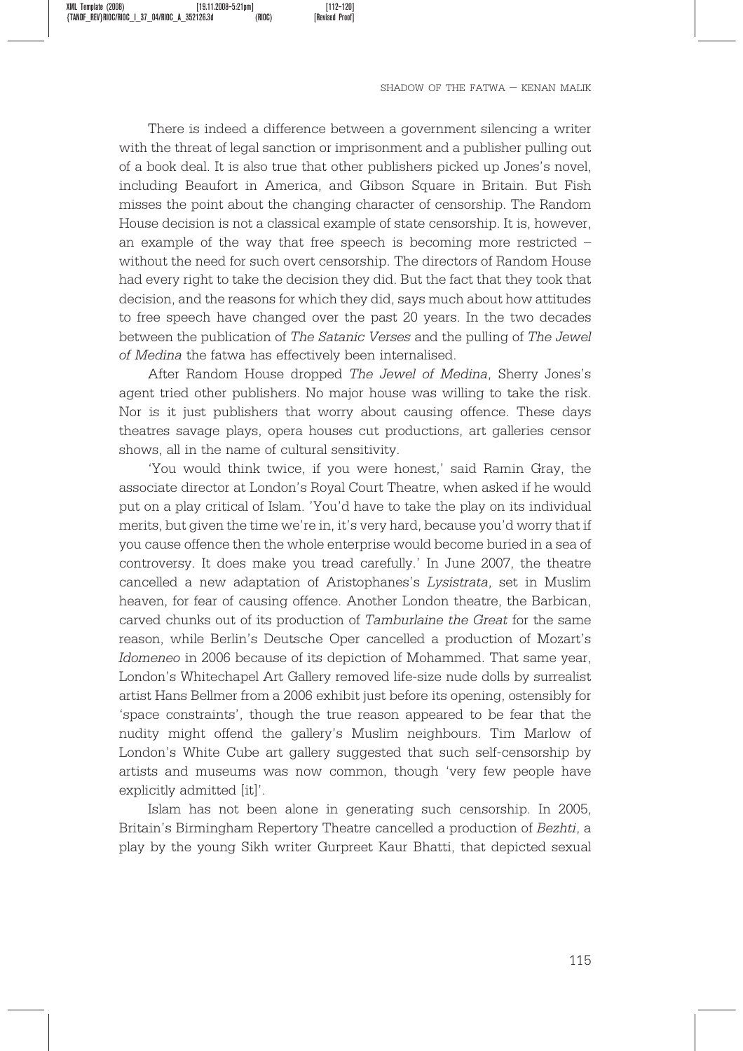There is indeed a difference between a government silencing a writer with the threat of legal sanction or imprisonment and a publisher pulling out of a book deal. It is also true that other publishers picked up Jones's novel, including Beaufort in America, and Gibson Square in Britain. But Fish misses the point about the changing character of censorship. The Random House decision is not a classical example of state censorship. It is, however, an example of the way that free speech is becoming more restricted – without the need for such overt censorship. The directors of Random House had every right to take the decision they did. But the fact that they took that decision, and the reasons for which they did, says much about how attitudes to free speech have changed over the past 20 years. In the two decades between the publication of *The Satanic Verses* and the pulling of *The Jewel of Medina* the fatwa has effectively been internalised.

After Random House dropped *The Jewel of Medina*, Sherry Jones's agent tried other publishers. No major house was willing to take the risk. Nor is it just publishers that worry about causing offence. These days theatres savage plays, opera houses cut productions, art galleries censor shows, all in the name of cultural sensitivity.

'You would think twice, if you were honest,' said Ramin Gray, the associate director at London's Royal Court Theatre, when asked if he would put on a play critical of Islam. 'You'd have to take the play on its individual merits, but given the time we're in, it's very hard, because you'd worry that if you cause offence then the whole enterprise would become buried in a sea of controversy. It does make you tread carefully.' In June 2007, the theatre cancelled a new adaptation of Aristophanes's *Lysistrata*, set in Muslim heaven, for fear of causing offence. Another London theatre, the Barbican, carved chunks out of its production of *Tamburlaine the Great* for the same reason, while Berlin's Deutsche Oper cancelled a production of Mozart's *Idomeneo* in 2006 because of its depiction of Mohammed. That same year, London's Whitechapel Art Gallery removed life-size nude dolls by surrealist artist Hans Bellmer from a 2006 exhibit just before its opening, ostensibly for 'space constraints', though the true reason appeared to be fear that the nudity might offend the gallery's Muslim neighbours. Tim Marlow of London's White Cube art gallery suggested that such self-censorship by artists and museums was now common, though 'very few people have explicitly admitted [it]'.

Islam has not been alone in generating such censorship. In 2005, Britain's Birmingham Repertory Theatre cancelled a production of *Bezhti*, a play by the young Sikh writer Gurpreet Kaur Bhatti, that depicted sexual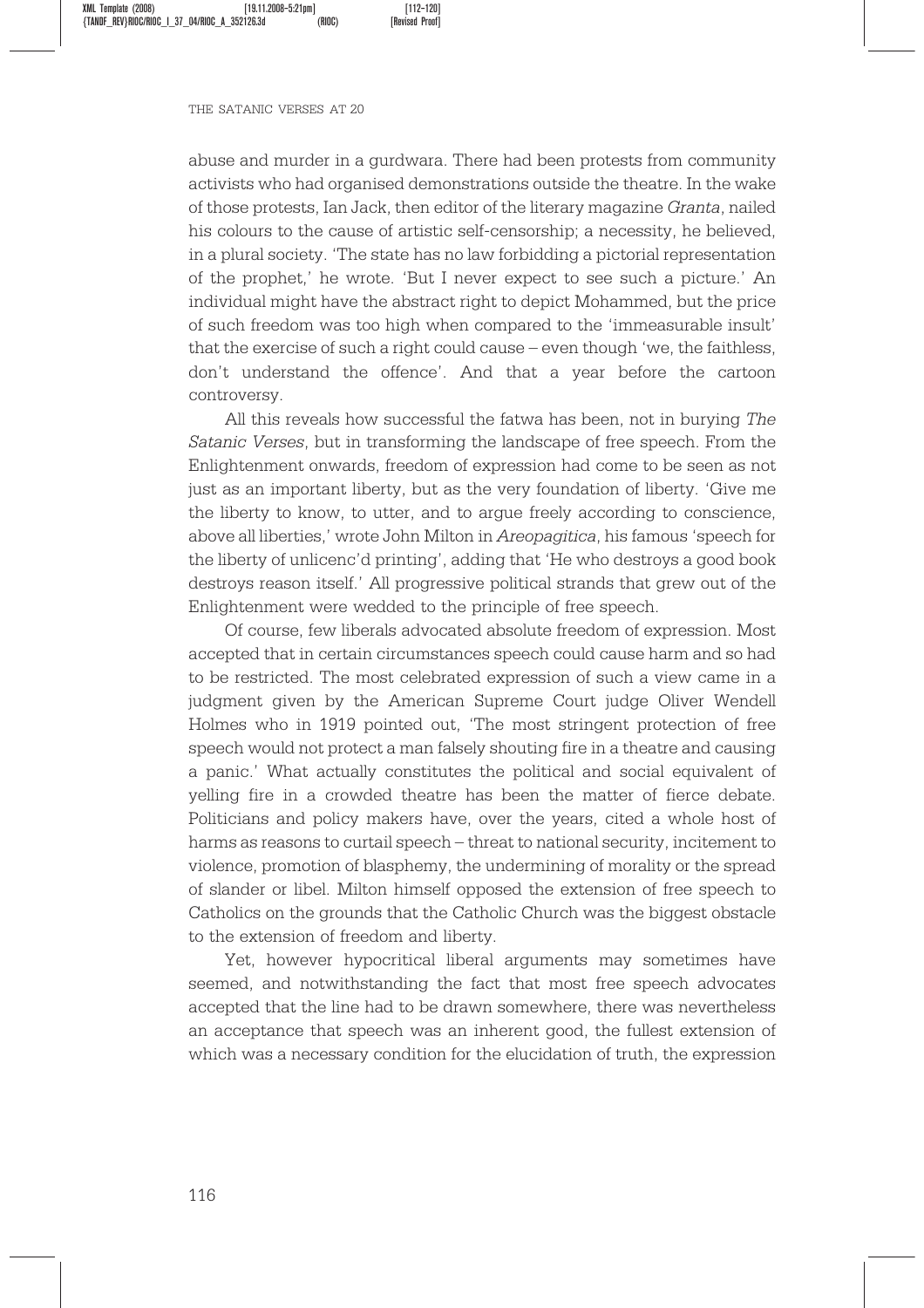abuse and murder in a gurdwara. There had been protests from community activists who had organised demonstrations outside the theatre. In the wake of those protests, Ian Jack, then editor of the literary magazine *Granta*, nailed his colours to the cause of artistic self-censorship; a necessity, he believed, in a plural society. 'The state has no law forbidding a pictorial representation of the prophet,' he wrote. 'But I never expect to see such a picture.' An individual might have the abstract right to depict Mohammed, but the price of such freedom was too high when compared to the 'immeasurable insult' that the exercise of such a right could cause – even though 'we, the faithless, don't understand the offence'. And that a year before the cartoon controversy.

All this reveals how successful the fatwa has been, not in burying *The Satanic Verses*, but in transforming the landscape of free speech. From the Enlightenment onwards, freedom of expression had come to be seen as not just as an important liberty, but as the very foundation of liberty. 'Give me the liberty to know, to utter, and to argue freely according to conscience, above all liberties,' wrote John Milton in *Areopagitica*, his famous 'speech for the liberty of unlicenc'd printing', adding that 'He who destroys a good book destroys reason itself.' All progressive political strands that grew out of the Enlightenment were wedded to the principle of free speech.

Of course, few liberals advocated absolute freedom of expression. Most accepted that in certain circumstances speech could cause harm and so had to be restricted. The most celebrated expression of such a view came in a judgment given by the American Supreme Court judge Oliver Wendell Holmes who in 1919 pointed out, 'The most stringent protection of free speech would not protect a man falsely shouting fire in a theatre and causing a panic.' What actually constitutes the political and social equivalent of yelling fire in a crowded theatre has been the matter of fierce debate. Politicians and policy makers have, over the years, cited a whole host of harms as reasons to curtail speech – threat to national security, incitement to violence, promotion of blasphemy, the undermining of morality or the spread of slander or libel. Milton himself opposed the extension of free speech to Catholics on the grounds that the Catholic Church was the biggest obstacle to the extension of freedom and liberty.

Yet, however hypocritical liberal arguments may sometimes have seemed, and notwithstanding the fact that most free speech advocates accepted that the line had to be drawn somewhere, there was nevertheless an acceptance that speech was an inherent good, the fullest extension of which was a necessary condition for the elucidation of truth, the expression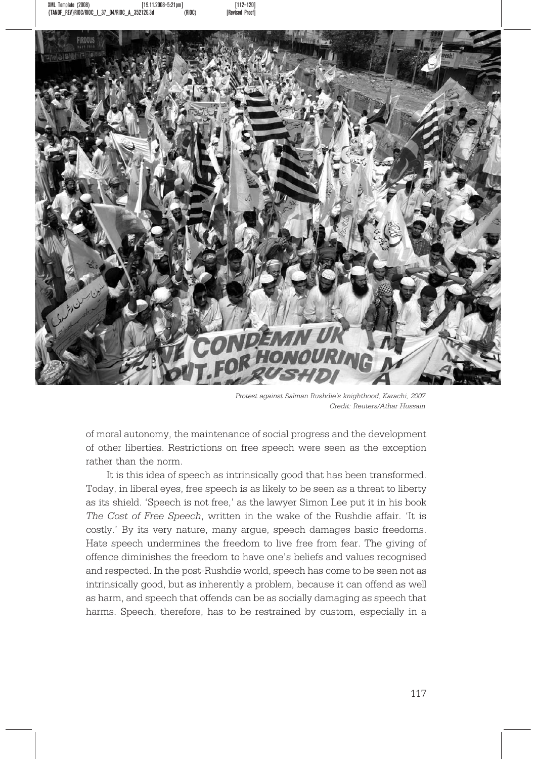*Protest against Salman Rushdie's knighthood, Karachi, 2007*
*Credit: Reuters/Athar Hussain*

of moral autonomy, the maintenance of social progress and the development of other liberties. Restrictions on free speech were seen as the exception rather than the norm.

It is this idea of speech as intrinsically good that has been transformed. Today, in liberal eyes, free speech is as likely to be seen as a threat to liberty as its shield. 'Speech is not free,' as the lawyer Simon Lee put it in his book *The Cost of Free Speech*, written in the wake of the Rushdie affair. 'It is costly.' By its very nature, many argue, speech damages basic freedoms. Hate speech undermines the freedom to live free from fear. The giving of offence diminishes the freedom to have one's beliefs and values recognised and respected. In the post-Rushdie world, speech has come to be seen not as intrinsically good, but as inherently a problem, because it can offend as well as harm, and speech that offends can be as socially damaging as speech that harms. Speech, therefore, has to be restrained by custom, especially in a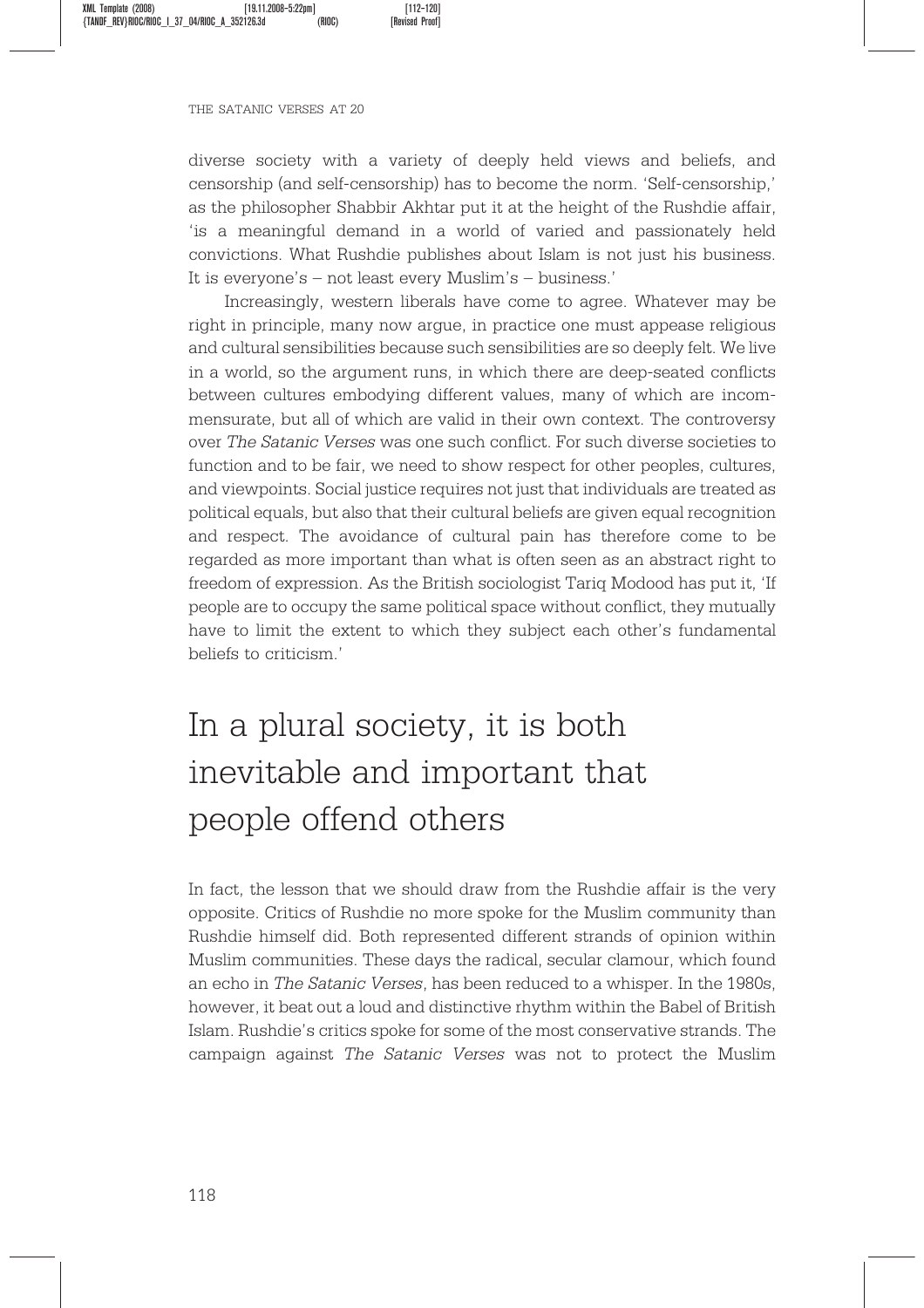diverse society with a variety of deeply held views and beliefs, and censorship (and self-censorship) has to become the norm. 'Self-censorship,' as the philosopher Shabbir Akhtar put it at the height of the Rushdie affair, 'is a meaningful demand in a world of varied and passionately held convictions. What Rushdie publishes about Islam is not just his business. It is everyone's – not least every Muslim's – business.'

Increasingly, western liberals have come to agree. Whatever may be right in principle, many now argue, in practice one must appease religious and cultural sensibilities because such sensibilities are so deeply felt. We live in a world, so the argument runs, in which there are deep-seated conflicts between cultures embodying different values, many of which are incommensurate, but all of which are valid in their own context. The controversy over *The Satanic Verses* was one such conflict. For such diverse societies to function and to be fair, we need to show respect for other peoples, cultures, and viewpoints. Social justice requires not just that individuals are treated as political equals, but also that their cultural beliefs are given equal recognition and respect. The avoidance of cultural pain has therefore come to be regarded as more important than what is often seen as an abstract right to freedom of expression. As the British sociologist Tariq Modood has put it, 'If people are to occupy the same political space without conflict, they mutually have to limit the extent to which they subject each other's fundamental beliefs to criticism.'

## In a plural society, it is both inevitable and important that people offend others

In fact, the lesson that we should draw from the Rushdie affair is the very opposite. Critics of Rushdie no more spoke for the Muslim community than Rushdie himself did. Both represented different strands of opinion within Muslim communities. These days the radical, secular clamour, which found an echo in *The Satanic Verses*, has been reduced to a whisper. In the 1980s, however, it beat out a loud and distinctive rhythm within the Babel of British Islam. Rushdie's critics spoke for some of the most conservative strands. The campaign against *The Satanic Verses* was not to protect the Muslim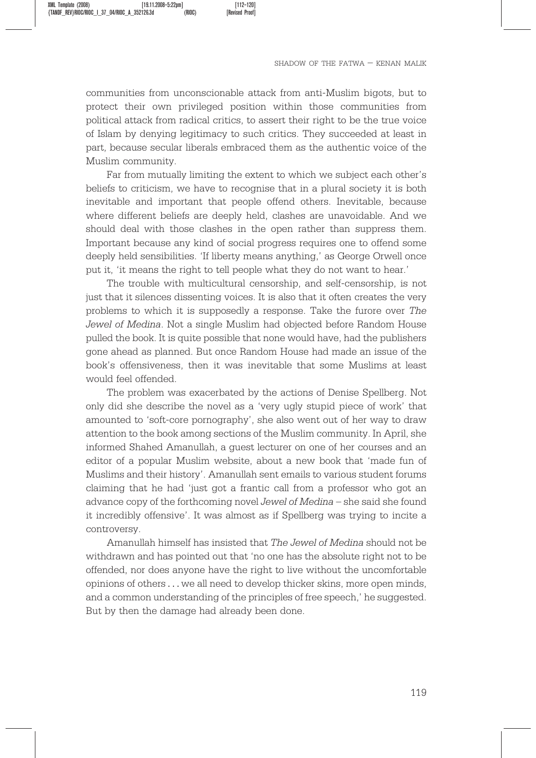communities from unconscionable attack from anti-Muslim bigots, but to protect their own privileged position within those communities from political attack from radical critics, to assert their right to be the true voice of Islam by denying legitimacy to such critics. They succeeded at least in part, because secular liberals embraced them as the authentic voice of the Muslim community.

Far from mutually limiting the extent to which we subject each other's beliefs to criticism, we have to recognise that in a plural society it is both inevitable and important that people offend others. Inevitable, because where different beliefs are deeply held, clashes are unavoidable. And we should deal with those clashes in the open rather than suppress them. Important because any kind of social progress requires one to offend some deeply held sensibilities. 'If liberty means anything,' as George Orwell once put it, 'it means the right to tell people what they do not want to hear.'

The trouble with multicultural censorship, and self-censorship, is not just that it silences dissenting voices. It is also that it often creates the very problems to which it is supposedly a response. Take the furore over *The Jewel of Medina*. Not a single Muslim had objected before Random House pulled the book. It is quite possible that none would have, had the publishers gone ahead as planned. But once Random House had made an issue of the book's offensiveness, then it was inevitable that some Muslims at least would feel offended.

The problem was exacerbated by the actions of Denise Spellberg. Not only did she describe the novel as a 'very ugly stupid piece of work' that amounted to 'soft-core pornography', she also went out of her way to draw attention to the book among sections of the Muslim community. In April, she informed Shahed Amanullah, a guest lecturer on one of her courses and an editor of a popular Muslim website, about a new book that 'made fun of Muslims and their history'. Amanullah sent emails to various student forums claiming that he had 'just got a frantic call from a professor who got an advance copy of the forthcoming novel *Jewel of Medina* – she said she found it incredibly offensive'. It was almost as if Spellberg was trying to incite a controversy.

Amanullah himself has insisted that *The Jewel of Medina* should not be withdrawn and has pointed out that 'no one has the absolute right not to be offended, nor does anyone have the right to live without the uncomfortable opinions of others . . . we all need to develop thicker skins, more open minds, and a common understanding of the principles of free speech,' he suggested. But by then the damage had already been done.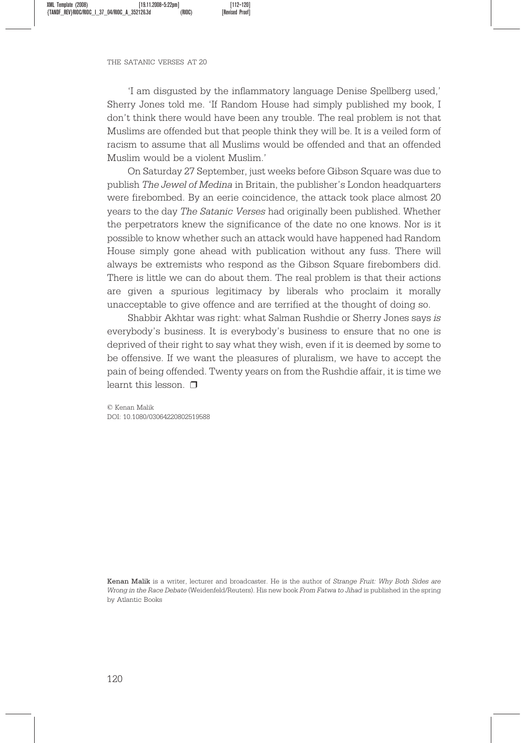'I am disgusted by the inflammatory language Denise Spellberg used,' Sherry Jones told me. 'If Random House had simply published my book, I don't think there would have been any trouble. The real problem is not that Muslims are offended but that people think they will be. It is a veiled form of racism to assume that all Muslims would be offended and that an offended Muslim would be a violent Muslim.'

On Saturday 27 September, just weeks before Gibson Square was due to publish *The Jewel of Medina* in Britain, the publisher's London headquarters were firebombed. By an eerie coincidence, the attack took place almost 20 years to the day *The Satanic Verses* had originally been published. Whether the perpetrators knew the significance of the date no one knows. Nor is it possible to know whether such an attack would have happened had Random House simply gone ahead with publication without any fuss. There will always be extremists who respond as the Gibson Square firebombers did. There is little we can do about them. The real problem is that their actions are given a spurious legitimacy by liberals who proclaim it morally unacceptable to give offence and are terrified at the thought of doing so.

Shabbir Akhtar was right: what Salman Rushdie or Sherry Jones says *is* everybody's business. It is everybody's business to ensure that no one is deprived of their right to say what they wish, even if it is deemed by some to be offensive. If we want the pleasures of pluralism, we have to accept the pain of being offended. Twenty years on from the Rushdie affair, it is time we learnt this lesson. ❒

© Kenan Malik
DOI: 10.1080/03064220802519588

**Kenan Malik** is a writer, lecturer and broadcaster. He is the author of *Strange Fruit: Why Both Sides are Wrong in the Race Debate* (Weidenfeld/Reuters). His new book *From Fatwa to Jihad* is published in the spring by Atlantic Books